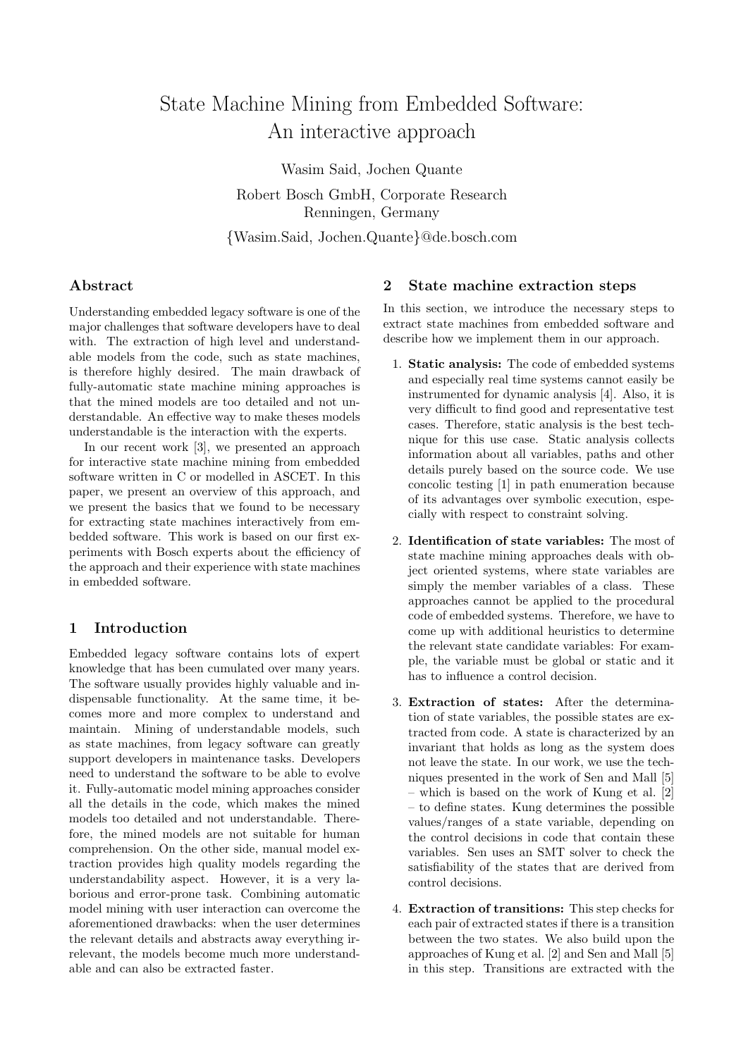# State Machine Mining from Embedded Software: An interactive approach

Wasim Said, Jochen Quante

Robert Bosch GmbH, Corporate Research
Renningen, Germany

{Wasim.Said, Jochen.Quante}@de.bosch.com

## Abstract

Understanding embedded legacy software is one of the major challenges that software developers have to deal with. The extraction of high level and understandable models from the code, such as state machines, is therefore highly desired. The main drawback of fully-automatic state machine mining approaches is that the mined models are too detailed and not understandable. An effective way to make theses models understandable is the interaction with the experts.

In our recent work [3], we presented an approach for interactive state machine mining from embedded software written in C or modelled in ASCET. In this paper, we present an overview of this approach, and we present the basics that we found to be necessary for extracting state machines interactively from embedded software. This work is based on our first experiments with Bosch experts about the efficiency of the approach and their experience with state machines in embedded software.

## 1 Introduction

Embedded legacy software contains lots of expert knowledge that has been cumulated over many years. The software usually provides highly valuable and indispensable functionality. At the same time, it becomes more and more complex to understand and maintain. Mining of understandable models, such as state machines, from legacy software can greatly support developers in maintenance tasks. Developers need to understand the software to be able to evolve it. Fully-automatic model mining approaches consider all the details in the code, which makes the mined models too detailed and not understandable. Therefore, the mined models are not suitable for human comprehension. On the other side, manual model extraction provides high quality models regarding the understandability aspect. However, it is a very laborious and error-prone task. Combining automatic model mining with user interaction can overcome the aforementioned drawbacks: when the user determines the relevant details and abstracts away everything irrelevant, the models become much more understandable and can also be extracted faster.

## 2 State machine extraction steps

In this section, we introduce the necessary steps to extract state machines from embedded software and describe how we implement them in our approach.

1. **Static analysis:** The code of embedded systems and especially real time systems cannot easily be instrumented for dynamic analysis [4]. Also, it is very difficult to find good and representative test cases. Therefore, static analysis is the best technique for this use case. Static analysis collects information about all variables, paths and other details purely based on the source code. We use concolic testing [1] in path enumeration because of its advantages over symbolic execution, especially with respect to constraint solving.

2. **Identification of state variables:** The most of state machine mining approaches deals with object oriented systems, where state variables are simply the member variables of a class. These approaches cannot be applied to the procedural code of embedded systems. Therefore, we have to come up with additional heuristics to determine the relevant state candidate variables: For example, the variable must be global or static and it has to influence a control decision.

3. **Extraction of states:** After the determination of state variables, the possible states are extracted from code. A state is characterized by an invariant that holds as long as the system does not leave the state. In our work, we use the techniques presented in the work of Sen and Mall [5] – which is based on the work of Kung et al. [2] – to define states. Kung determines the possible values/ranges of a state variable, depending on the control decisions in code that contain these variables. Sen uses an SMT solver to check the satisfiability of the states that are derived from control decisions.

4. **Extraction of transitions:** This step checks for each pair of extracted states if there is a transition between the two states. We also build upon the approaches of Kung et al. [2] and Sen and Mall [5] in this step. Transitions are extracted with the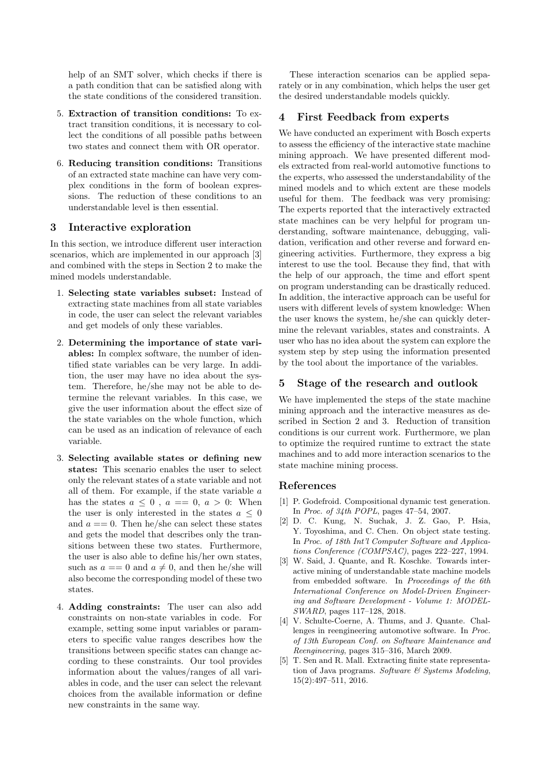help of an SMT solver, which checks if there is a path condition that can be satisfied along with the state conditions of the considered transition.

5. **Extraction of transition conditions:** To extract transition conditions, it is necessary to collect the conditions of all possible paths between two states and connect them with OR operator.

6. **Reducing transition conditions:** Transitions of an extracted state machine can have very complex conditions in the form of boolean expressions. The reduction of these conditions to an understandable level is then essential.

## 3 Interactive exploration

In this section, we introduce different user interaction scenarios, which are implemented in our approach [3] and combined with the steps in Section 2 to make the mined models understandable.

1. **Selecting state variables subset:** Instead of extracting state machines from all state variables in code, the user can select the relevant variables and get models of only these variables.

2. **Determining the importance of state variables:** In complex software, the number of identified state variables can be very large. In addition, the user may have no idea about the system. Therefore, he/she may not be able to determine the relevant variables. In this case, we give the user information about the effect size of the state variables on the whole function, which can be used as an indication of relevance of each variable.

3. **Selecting available states or defining new states:** This scenario enables the user to select only the relevant states of a state variable and not all of them. For example, if the state variable $a$ has the states $a \leq 0$ , $a == 0$, $a > 0$: When the user is only interested in the states $a \leq 0$ and $a == 0$. Then he/she can select these states and gets the model that describes only the transitions between these two states. Furthermore, the user is also able to define his/her own states, such as $a == 0$ and $a \neq 0$, and then he/she will also become the corresponding model of these two states.

4. **Adding constraints:** The user can also add constraints on non-state variables in code. For example, setting some input variables or parameters to specific value ranges describes how the transitions between specific states can change according to these constraints. Our tool provides information about the values/ranges of all variables in code, and the user can select the relevant choices from the available information or define new constraints in the same way.

These interaction scenarios can be applied separately or in any combination, which helps the user get the desired understandable models quickly.

## 4 First Feedback from experts

We have conducted an experiment with Bosch experts to assess the efficiency of the interactive state machine mining approach. We have presented different models extracted from real-world automotive functions to the experts, who assessed the understandability of the mined models and to which extent are these models useful for them. The feedback was very promising: The experts reported that the interactively extracted state machines can be very helpful for program understanding, software maintenance, debugging, validation, verification and other reverse and forward engineering activities. Furthermore, they express a big interest to use the tool. Because they find, that with the help of our approach, the time and effort spent on program understanding can be drastically reduced. In addition, the interactive approach can be useful for users with different levels of system knowledge: When the user knows the system, he/she can quickly determine the relevant variables, states and constraints. A user who has no idea about the system can explore the system step by step using the information presented by the tool about the importance of the variables.

## 5 Stage of the research and outlook

We have implemented the steps of the state machine mining approach and the interactive measures as described in Section 2 and 3. Reduction of transition conditions is our current work. Furthermore, we plan to optimize the required runtime to extract the state machines and to add more interaction scenarios to the state machine mining process.

## References

[1] P. Godefroid. Compositional dynamic test generation. In *Proc. of 34th POPL*, pages 47–54, 2007.

[2] D. C. Kung, N. Suchak, J. Z. Gao, P. Hsia, Y. Toyoshima, and C. Chen. On object state testing. In *Proc. of 18th Int'l Computer Software and Applications Conference (COMPSAC)*, pages 222–227, 1994.

[3] W. Said, J. Quante, and R. Koschke. Towards interactive mining of understandable state machine models from embedded software. In *Proceedings of the 6th International Conference on Model-Driven Engineering and Software Development - Volume 1: MODELSWARD*, pages 117–128, 2018.

[4] V. Schulte-Coerne, A. Thums, and J. Quante. Challenges in reengineering automotive software. In *Proc. of 13th European Conf. on Software Maintenance and Reengineering*, pages 315–316, March 2009.

[5] T. Sen and R. Mall. Extracting finite state representation of Java programs. *Software & Systems Modeling*, 15(2):497–511, 2016.